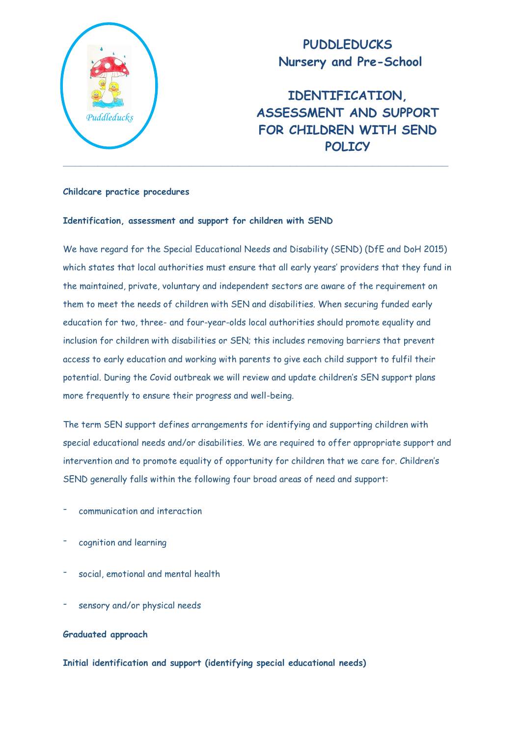# PUDDLEDUCKS
## Nursery and Pre-School

# IDENTIFICATION, ASSESSMENT AND SUPPORT FOR CHILDREN WITH SEND POLICY

---

**Childcare practice procedures**

**Identification, assessment and support for children with SEND**

We have regard for the Special Educational Needs and Disability (SEND) (DfE and DoH 2015) which states that local authorities must ensure that all early years' providers that they fund in the maintained, private, voluntary and independent sectors are aware of the requirement on them to meet the needs of children with SEN and disabilities. When securing funded early education for two, three- and four-year-olds local authorities should promote equality and inclusion for children with disabilities or SEN; this includes removing barriers that prevent access to early education and working with parents to give each child support to fulfil their potential. During the Covid outbreak we will review and update children's SEN support plans more frequently to ensure their progress and well-being.

The term SEN support defines arrangements for identifying and supporting children with special educational needs and/or disabilities. We are required to offer appropriate support and intervention and to promote equality of opportunity for children that we care for. Children's SEND generally falls within the following four broad areas of need and support:

- communication and interaction
- cognition and learning
- social, emotional and mental health
- sensory and/or physical needs

**Graduated approach**

**Initial identification and support (identifying special educational needs)**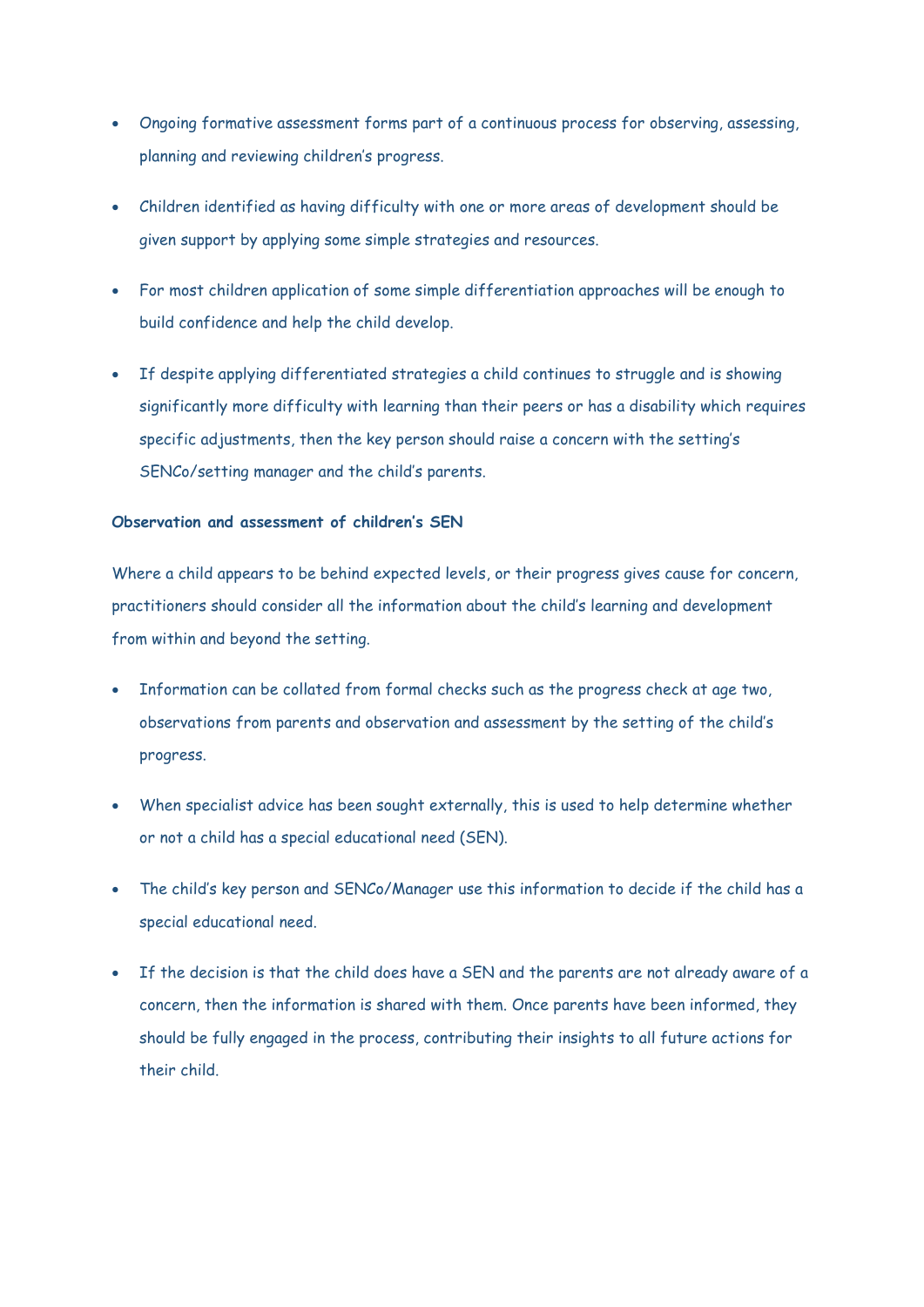- Ongoing formative assessment forms part of a continuous process for observing, assessing, planning and reviewing children's progress.

- Children identified as having difficulty with one or more areas of development should be given support by applying some simple strategies and resources.

- For most children application of some simple differentiation approaches will be enough to build confidence and help the child develop.

- If despite applying differentiated strategies a child continues to struggle and is showing significantly more difficulty with learning than their peers or has a disability which requires specific adjustments, then the key person should raise a concern with the setting's SENCo/setting manager and the child's parents.

**Observation and assessment of children's SEN**

Where a child appears to be behind expected levels, or their progress gives cause for concern, practitioners should consider all the information about the child's learning and development from within and beyond the setting.

- Information can be collated from formal checks such as the progress check at age two, observations from parents and observation and assessment by the setting of the child's progress.

- When specialist advice has been sought externally, this is used to help determine whether or not a child has a special educational need (SEN).

- The child's key person and SENCo/Manager use this information to decide if the child has a special educational need.

- If the decision is that the child does have a SEN and the parents are not already aware of a concern, then the information is shared with them. Once parents have been informed, they should be fully engaged in the process, contributing their insights to all future actions for their child.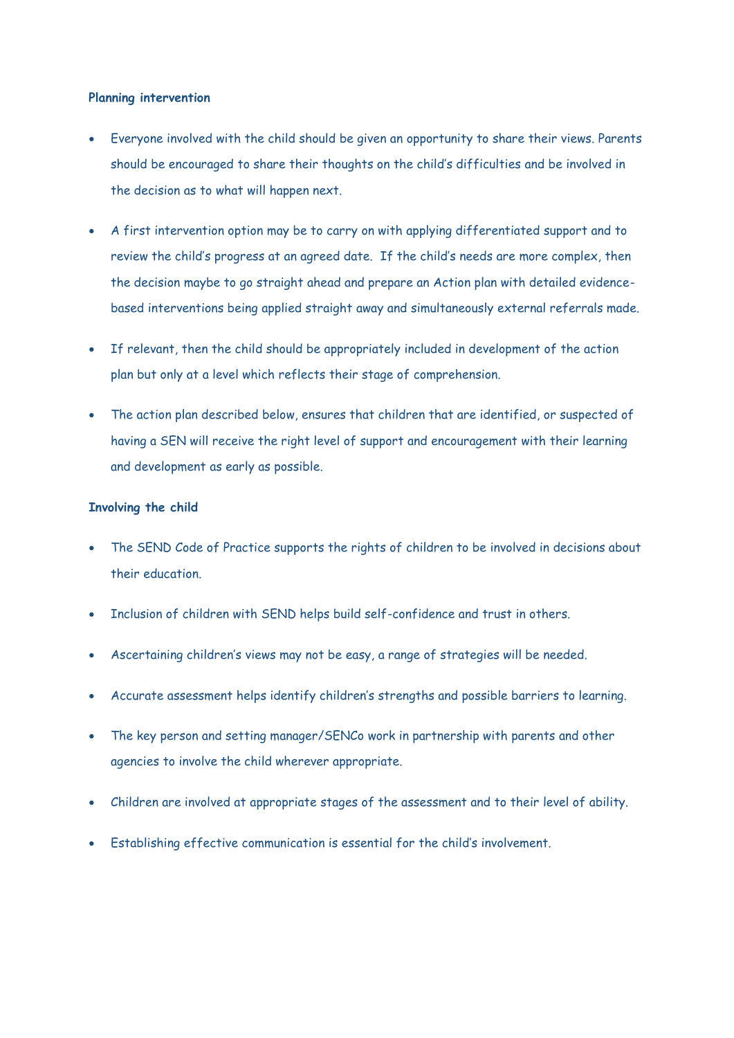**Planning intervention**

- Everyone involved with the child should be given an opportunity to share their views. Parents should be encouraged to share their thoughts on the child's difficulties and be involved in the decision as to what will happen next.
- A first intervention option may be to carry on with applying differentiated support and to review the child's progress at an agreed date. If the child's needs are more complex, then the decision maybe to go straight ahead and prepare an Action plan with detailed evidence-based interventions being applied straight away and simultaneously external referrals made.
- If relevant, then the child should be appropriately included in development of the action plan but only at a level which reflects their stage of comprehension.
- The action plan described below, ensures that children that are identified, or suspected of having a SEN will receive the right level of support and encouragement with their learning and development as early as possible.

**Involving the child**

- The SEND Code of Practice supports the rights of children to be involved in decisions about their education.
- Inclusion of children with SEND helps build self-confidence and trust in others.
- Ascertaining children's views may not be easy, a range of strategies will be needed.
- Accurate assessment helps identify children's strengths and possible barriers to learning.
- The key person and setting manager/SENCo work in partnership with parents and other agencies to involve the child wherever appropriate.
- Children are involved at appropriate stages of the assessment and to their level of ability.
- Establishing effective communication is essential for the child's involvement.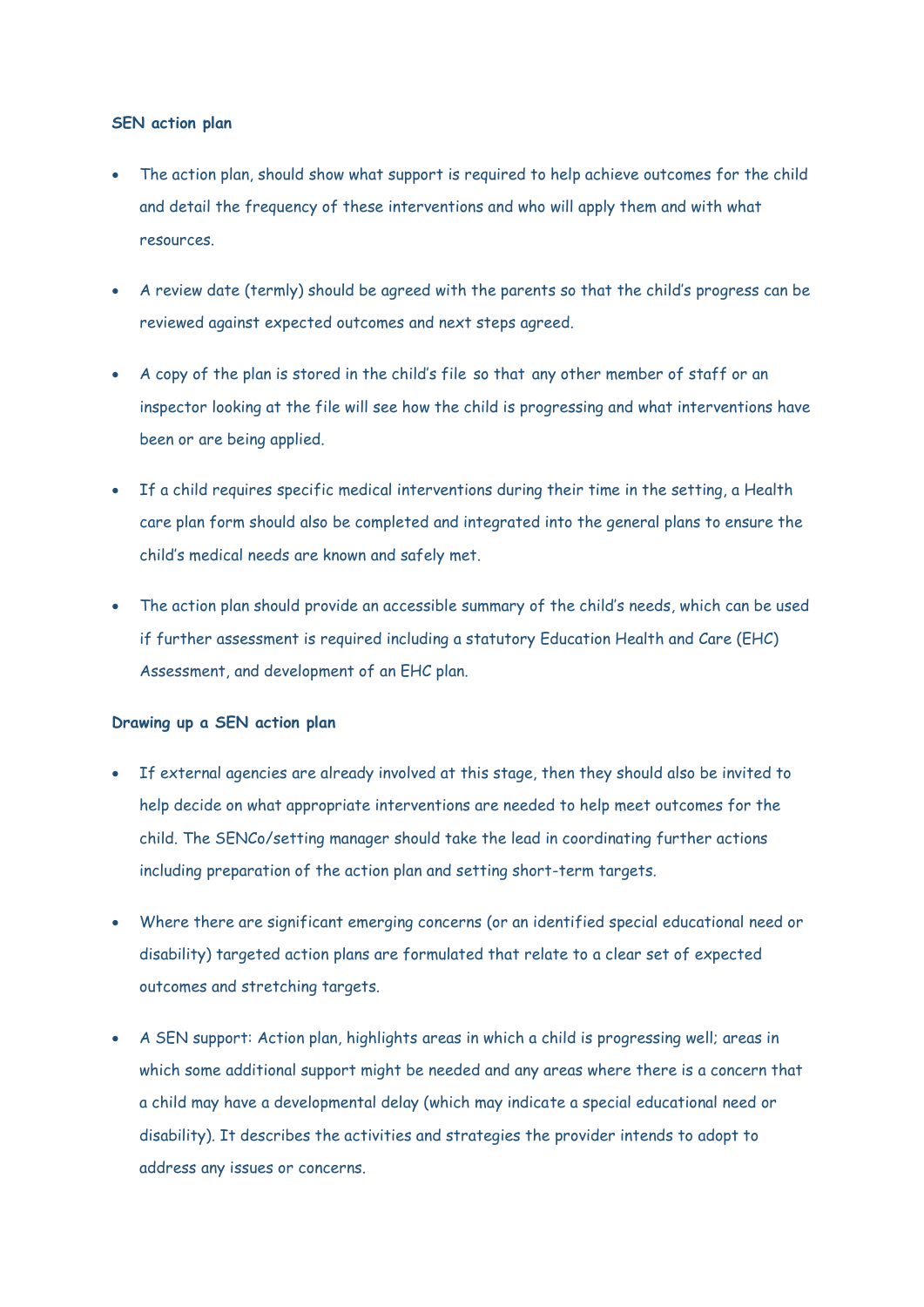**SEN action plan**

- The action plan, should show what support is required to help achieve outcomes for the child and detail the frequency of these interventions and who will apply them and with what resources.
- A review date (termly) should be agreed with the parents so that the child's progress can be reviewed against expected outcomes and next steps agreed.
- A copy of the plan is stored in the child's file so that any other member of staff or an inspector looking at the file will see how the child is progressing and what interventions have been or are being applied.
- If a child requires specific medical interventions during their time in the setting, a Health care plan form should also be completed and integrated into the general plans to ensure the child's medical needs are known and safely met.
- The action plan should provide an accessible summary of the child's needs, which can be used if further assessment is required including a statutory Education Health and Care (EHC) Assessment, and development of an EHC plan.

**Drawing up a SEN action plan**

- If external agencies are already involved at this stage, then they should also be invited to help decide on what appropriate interventions are needed to help meet outcomes for the child. The SENCo/setting manager should take the lead in coordinating further actions including preparation of the action plan and setting short-term targets.
- Where there are significant emerging concerns (or an identified special educational need or disability) targeted action plans are formulated that relate to a clear set of expected outcomes and stretching targets.
- A SEN support: Action plan, highlights areas in which a child is progressing well; areas in which some additional support might be needed and any areas where there is a concern that a child may have a developmental delay (which may indicate a special educational need or disability). It describes the activities and strategies the provider intends to adopt to address any issues or concerns.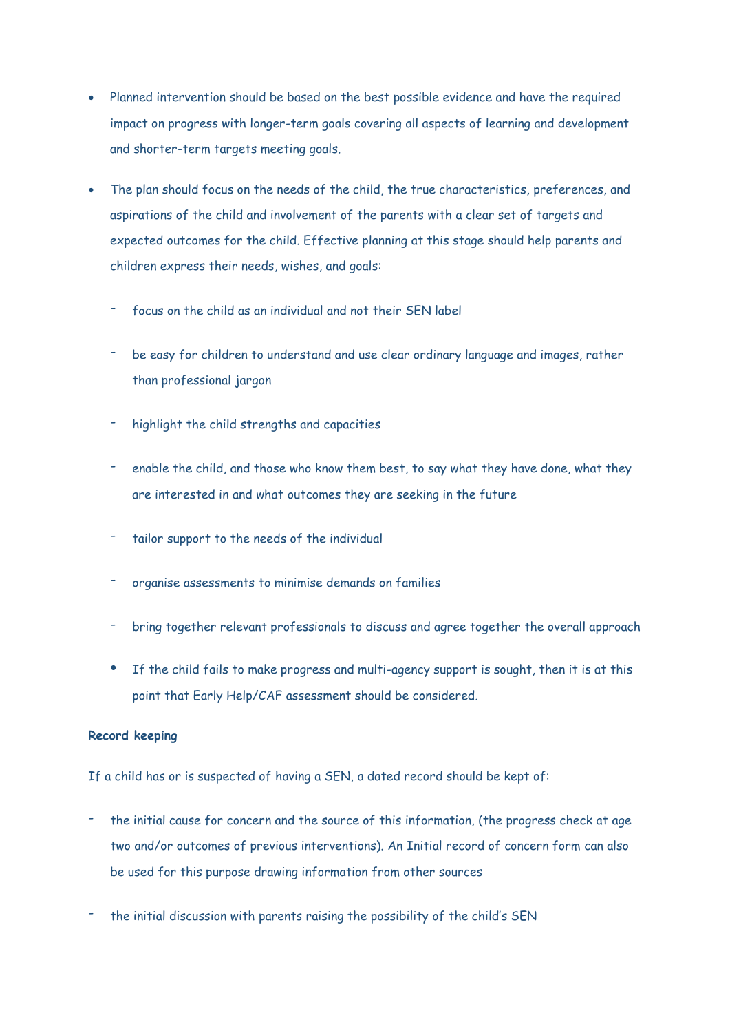- Planned intervention should be based on the best possible evidence and have the required impact on progress with longer-term goals covering all aspects of learning and development and shorter-term targets meeting goals.

- The plan should focus on the needs of the child, the true characteristics, preferences, and aspirations of the child and involvement of the parents with a clear set of targets and expected outcomes for the child. Effective planning at this stage should help parents and children express their needs, wishes, and goals:

  - focus on the child as an individual and not their SEN label
  - be easy for children to understand and use clear ordinary language and images, rather than professional jargon
  - highlight the child strengths and capacities
  - enable the child, and those who know them best, to say what they have done, what they are interested in and what outcomes they are seeking in the future
  - tailor support to the needs of the individual
  - organise assessments to minimise demands on families
  - bring together relevant professionals to discuss and agree together the overall approach

  - If the child fails to make progress and multi-agency support is sought, then it is at this point that Early Help/CAF assessment should be considered.

**Record keeping**

If a child has or is suspected of having a SEN, a dated record should be kept of:

- the initial cause for concern and the source of this information, (the progress check at age two and/or outcomes of previous interventions). An Initial record of concern form can also be used for this purpose drawing information from other sources
- the initial discussion with parents raising the possibility of the child's SEN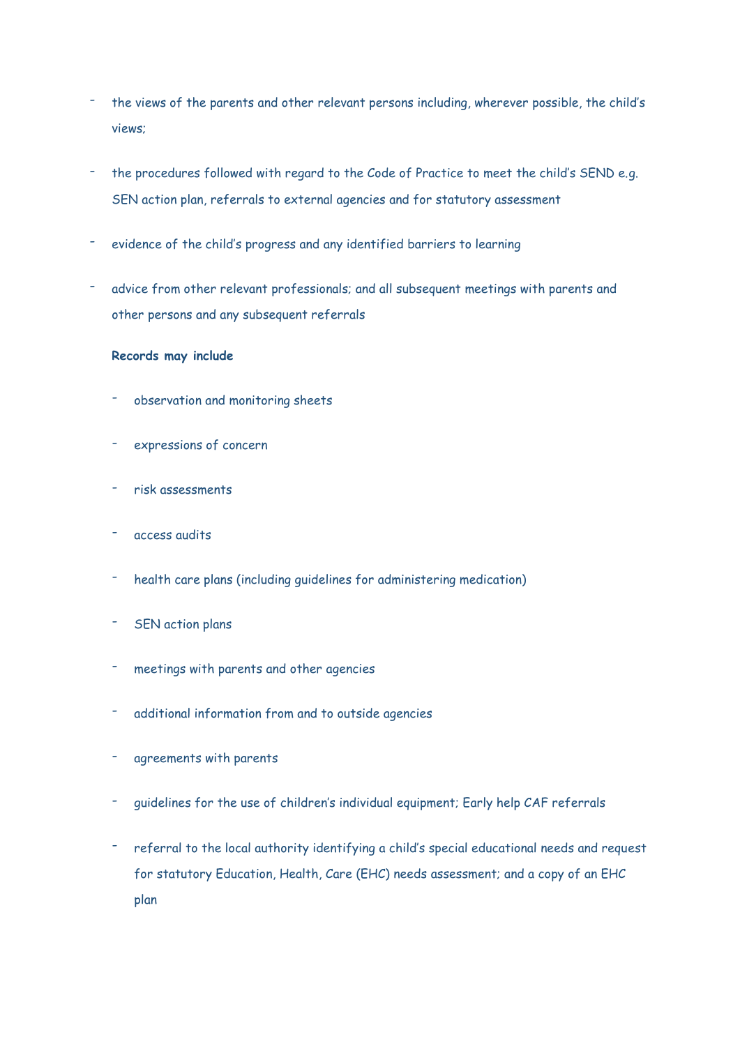- the views of the parents and other relevant persons including, wherever possible, the child's views;
- the procedures followed with regard to the Code of Practice to meet the child's SEND e.g. SEN action plan, referrals to external agencies and for statutory assessment
- evidence of the child's progress and any identified barriers to learning
- advice from other relevant professionals; and all subsequent meetings with parents and other persons and any subsequent referrals

**Records may include**

- observation and monitoring sheets
- expressions of concern
- risk assessments
- access audits
- health care plans (including guidelines for administering medication)
- SEN action plans
- meetings with parents and other agencies
- additional information from and to outside agencies
- agreements with parents
- guidelines for the use of children's individual equipment; Early help CAF referrals
- referral to the local authority identifying a child's special educational needs and request for statutory Education, Health, Care (EHC) needs assessment; and a copy of an EHC plan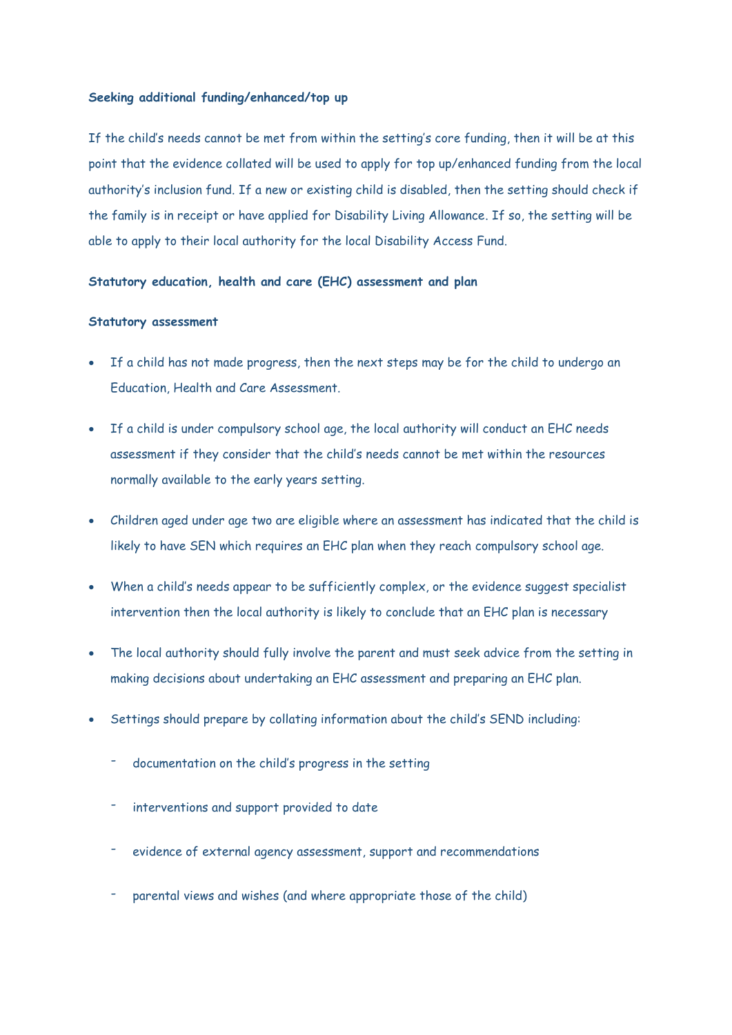**Seeking additional funding/enhanced/top up**

If the child's needs cannot be met from within the setting's core funding, then it will be at this point that the evidence collated will be used to apply for top up/enhanced funding from the local authority's inclusion fund. If a new or existing child is disabled, then the setting should check if the family is in receipt or have applied for Disability Living Allowance. If so, the setting will be able to apply to their local authority for the local Disability Access Fund.

**Statutory education, health and care (EHC) assessment and plan**

**Statutory assessment**

- If a child has not made progress, then the next steps may be for the child to undergo an Education, Health and Care Assessment.
- If a child is under compulsory school age, the local authority will conduct an EHC needs assessment if they consider that the child's needs cannot be met within the resources normally available to the early years setting.
- Children aged under age two are eligible where an assessment has indicated that the child is likely to have SEN which requires an EHC plan when they reach compulsory school age.
- When a child's needs appear to be sufficiently complex, or the evidence suggest specialist intervention then the local authority is likely to conclude that an EHC plan is necessary
- The local authority should fully involve the parent and must seek advice from the setting in making decisions about undertaking an EHC assessment and preparing an EHC plan.
- Settings should prepare by collating information about the child's SEND including:
  - documentation on the child's progress in the setting
  - interventions and support provided to date
  - evidence of external agency assessment, support and recommendations
  - parental views and wishes (and where appropriate those of the child)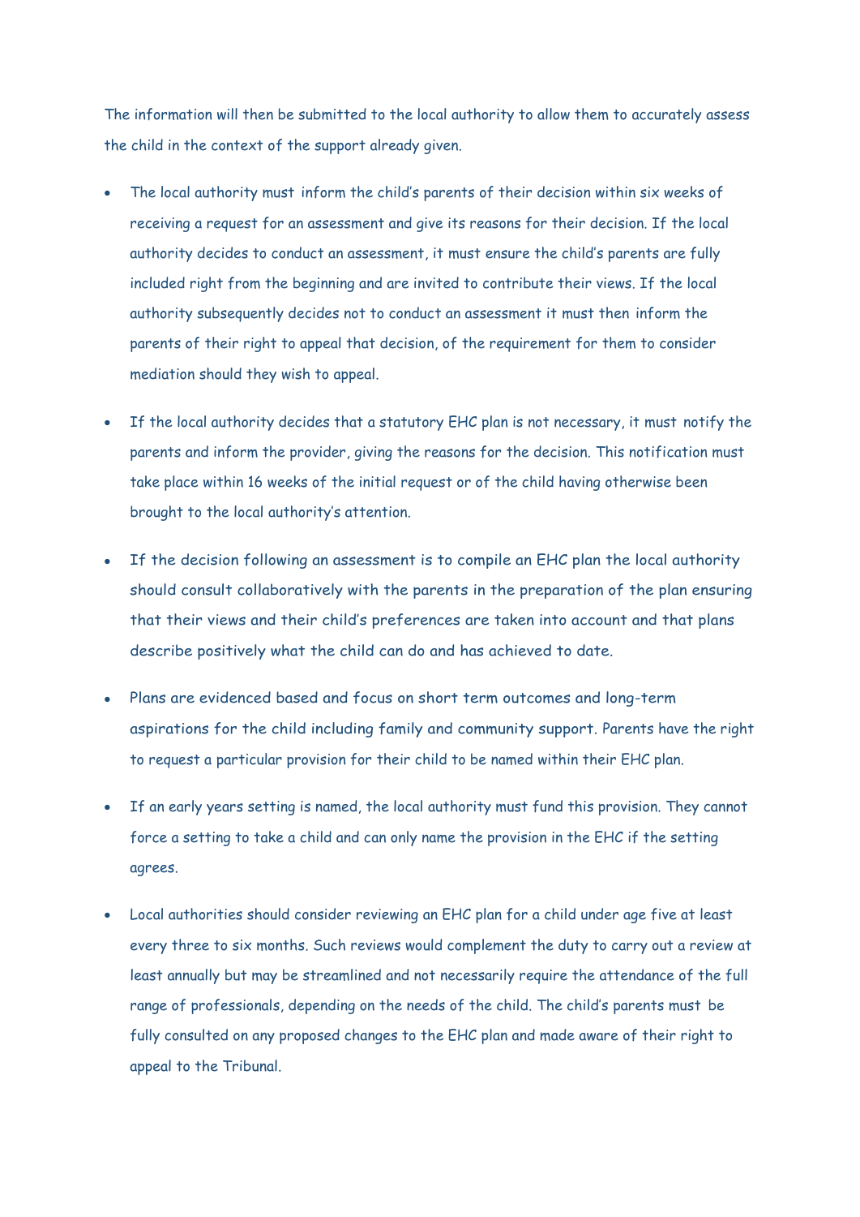The information will then be submitted to the local authority to allow them to accurately assess the child in the context of the support already given.

- The local authority must inform the child's parents of their decision within six weeks of receiving a request for an assessment and give its reasons for their decision. If the local authority decides to conduct an assessment, it must ensure the child's parents are fully included right from the beginning and are invited to contribute their views. If the local authority subsequently decides not to conduct an assessment it must then inform the parents of their right to appeal that decision, of the requirement for them to consider mediation should they wish to appeal.

- If the local authority decides that a statutory EHC plan is not necessary, it must notify the parents and inform the provider, giving the reasons for the decision. This notification must take place within 16 weeks of the initial request or of the child having otherwise been brought to the local authority's attention.

- If the decision following an assessment is to compile an EHC plan the local authority should consult collaboratively with the parents in the preparation of the plan ensuring that their views and their child's preferences are taken into account and that plans describe positively what the child can do and has achieved to date.

- Plans are evidenced based and focus on short term outcomes and long-term aspirations for the child including family and community support. Parents have the right to request a particular provision for their child to be named within their EHC plan.

- If an early years setting is named, the local authority must fund this provision. They cannot force a setting to take a child and can only name the provision in the EHC if the setting agrees.

- Local authorities should consider reviewing an EHC plan for a child under age five at least every three to six months. Such reviews would complement the duty to carry out a review at least annually but may be streamlined and not necessarily require the attendance of the full range of professionals, depending on the needs of the child. The child's parents must be fully consulted on any proposed changes to the EHC plan and made aware of their right to appeal to the Tribunal.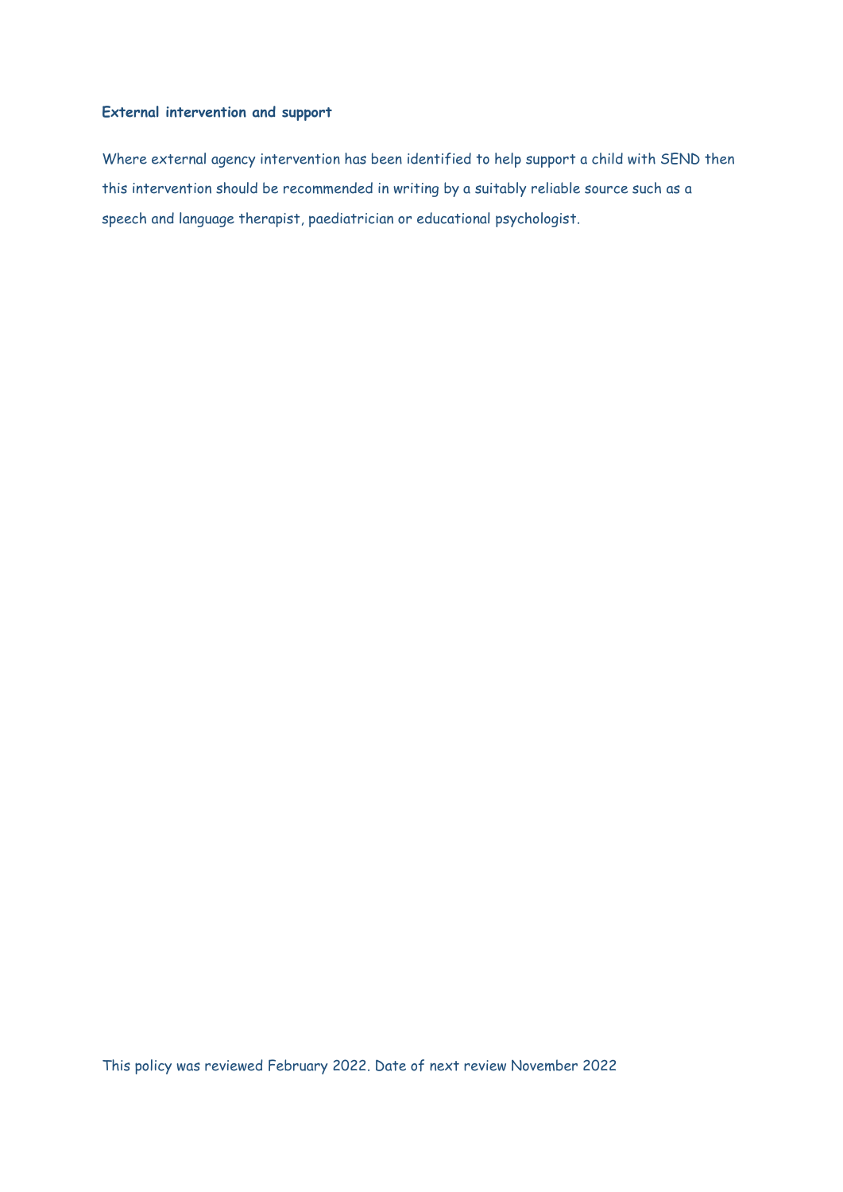**External intervention and support**

Where external agency intervention has been identified to help support a child with SEND then this intervention should be recommended in writing by a suitably reliable source such as a speech and language therapist, paediatrician or educational psychologist.

This policy was reviewed February 2022. Date of next review November 2022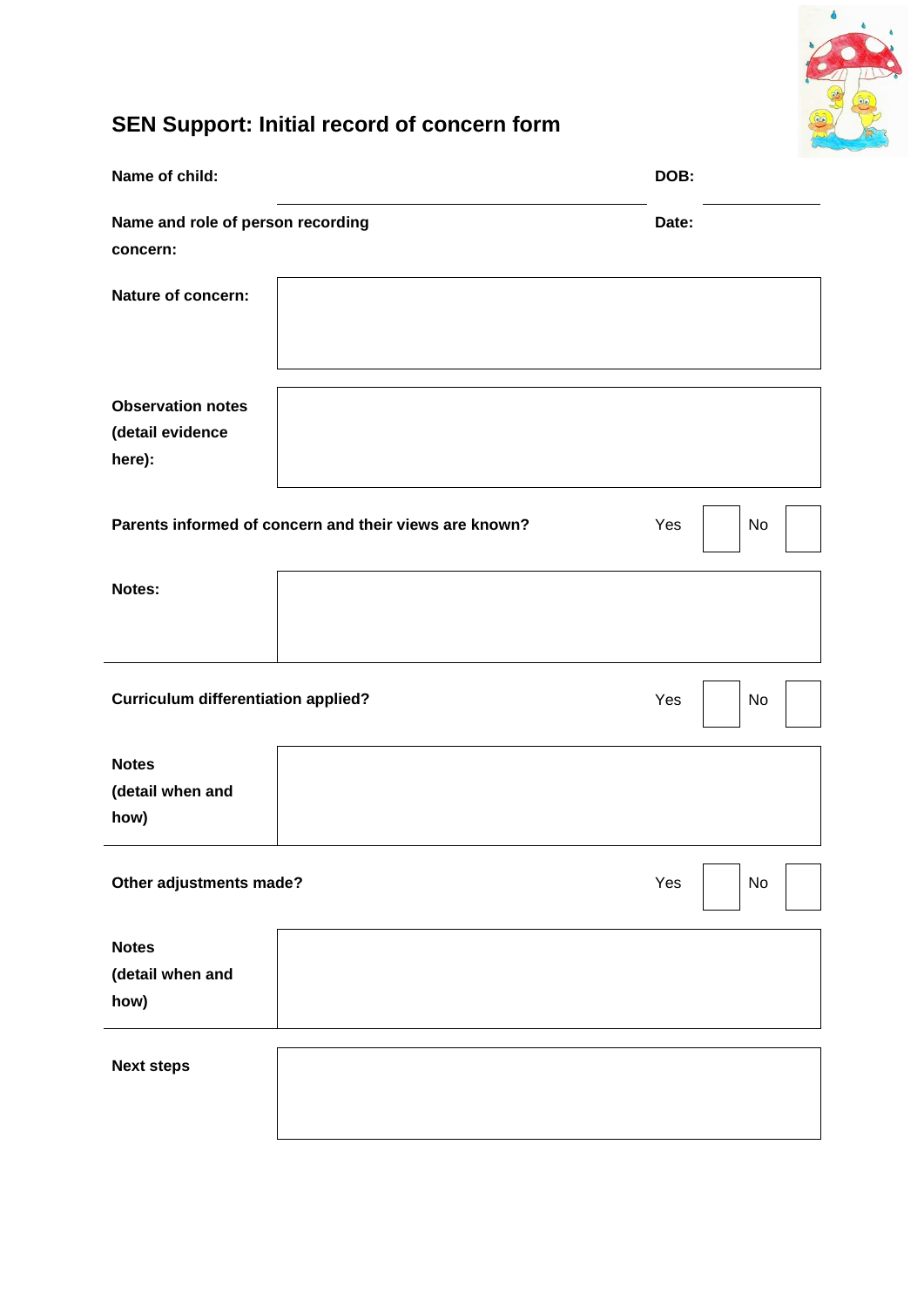# SEN Support: Initial record of concern form

**Name of child:** ______________________________ **DOB:** __________

**Name and role of person recording concern:** **Date:**

| | |
|---|---|
| **Nature of concern:** | |
| **Observation notes (detail evidence here):** | |

**Parents informed of concern and their views are known?** Yes ☐ No ☐

| | |
|---|---|
| **Notes:** | |

**Curriculum differentiation applied?** Yes ☐ No ☐

| | |
|---|---|
| **Notes (detail when and how)** | |

**Other adjustments made?** Yes ☐ No ☐

| | |
|---|---|
| **Notes (detail when and how)** | |
| **Next steps** | |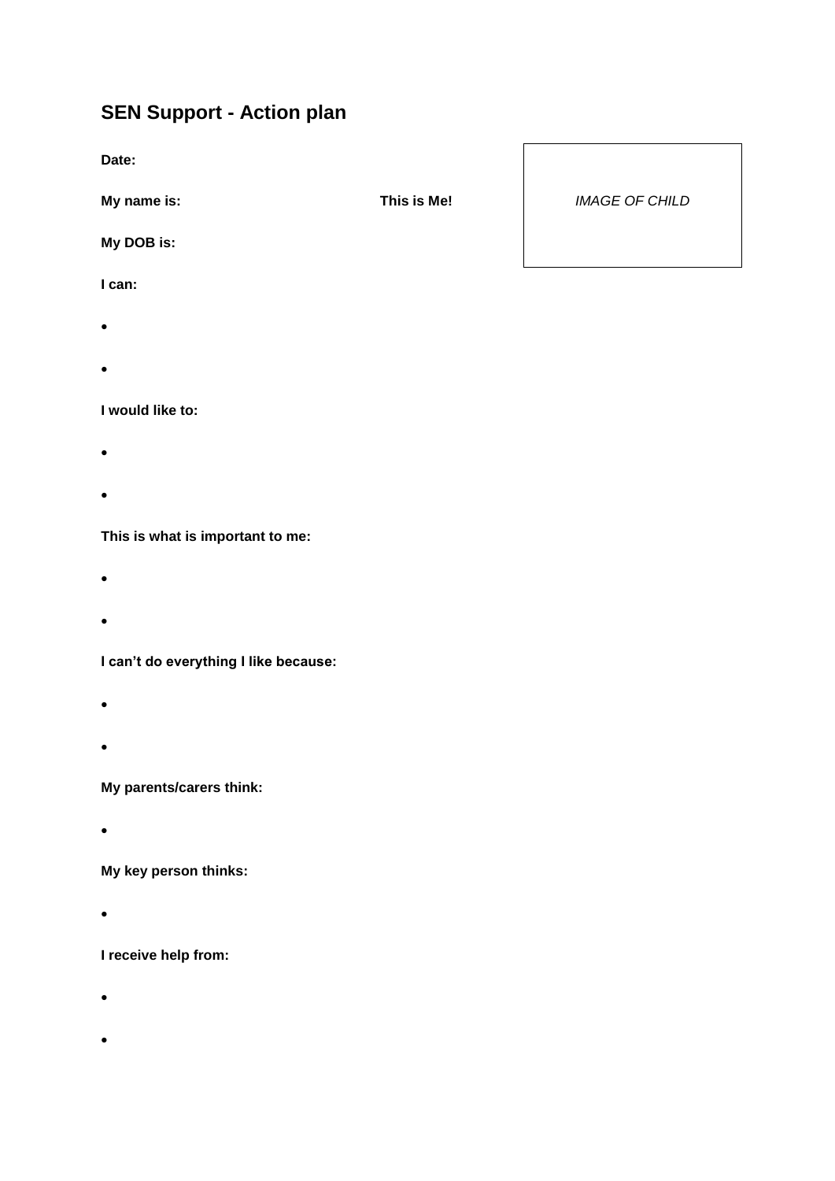## SEN Support - Action plan

**Date:**

**My name is:** **This is Me!**

*IMAGE OF CHILD*

**My DOB is:**

**I can:**

- 
- 

**I would like to:**

- 
- 

**This is what is important to me:**

- 
- 

**I can't do everything I like because:**

- 
- 

**My parents/carers think:**

- 

**My key person thinks:**

- 

**I receive help from:**

- 
-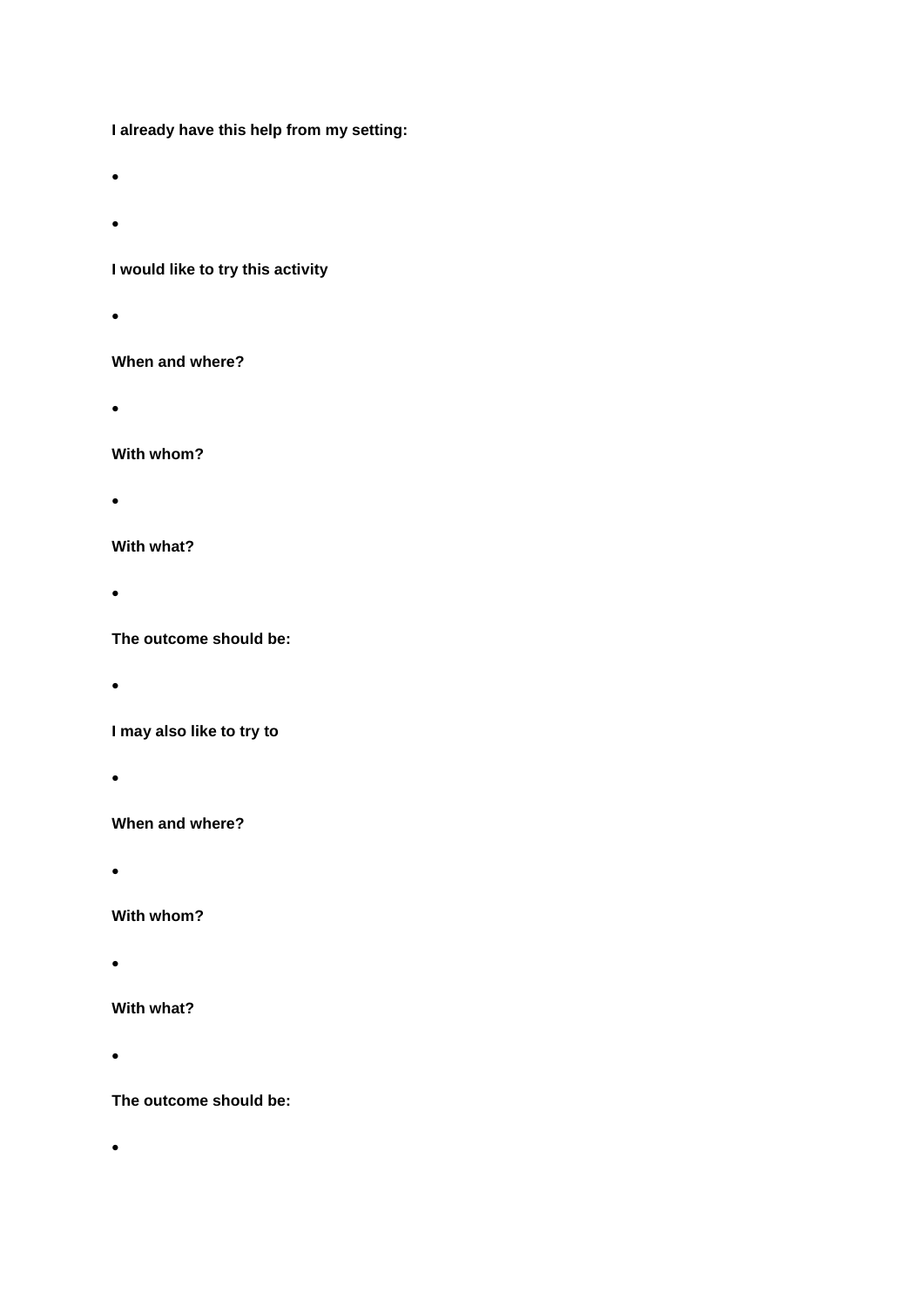**I already have this help from my setting:**

- 
- 

**I would like to try this activity**

- 

**When and where?**

- 

**With whom?**

- 

**With what?**

- 

**The outcome should be:**

- 

**I may also like to try to**

- 

**When and where?**

- 

**With whom?**

- 

**With what?**

- 

**The outcome should be:**

-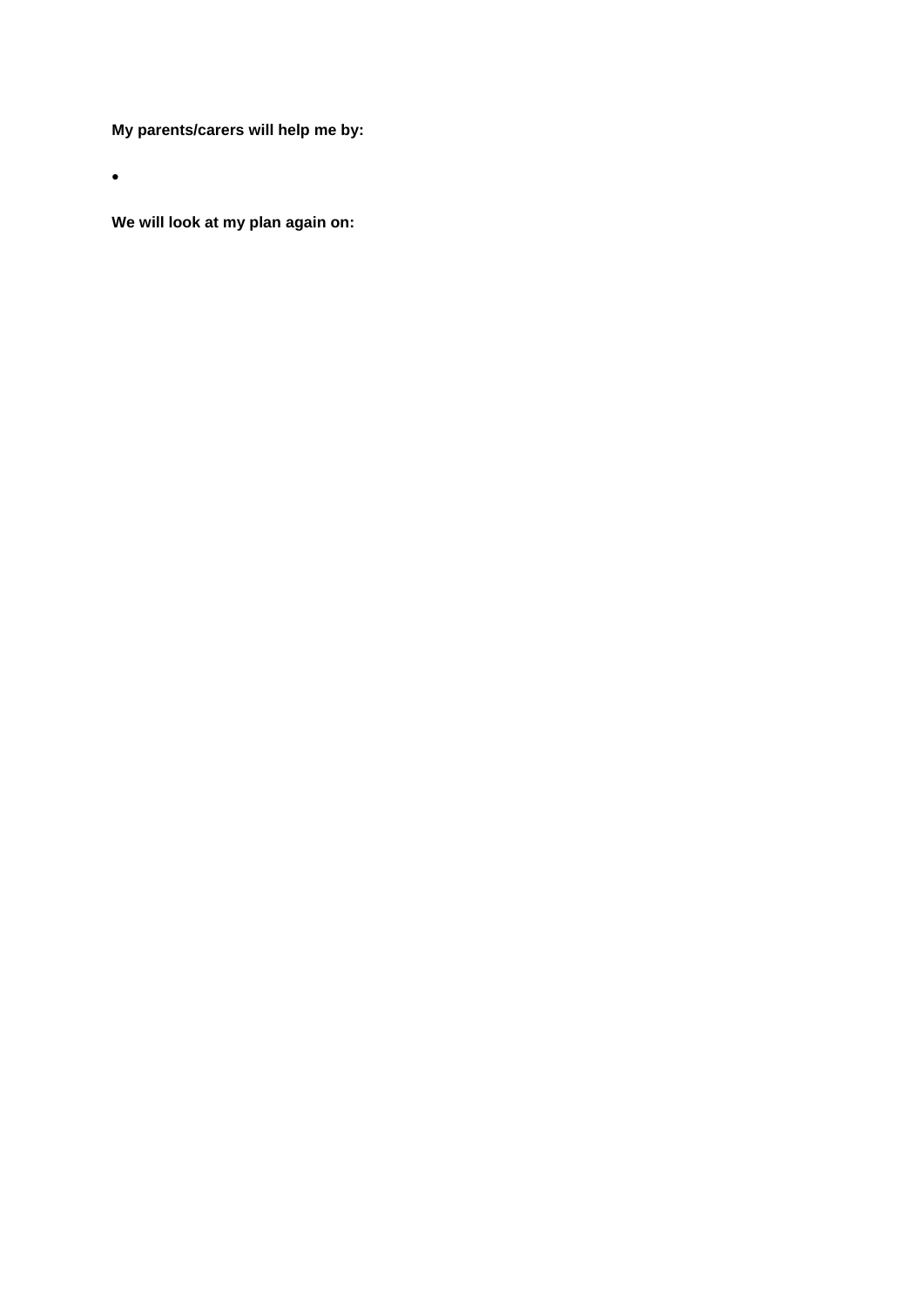**My parents/carers will help me by:**

- 

**We will look at my plan again on:**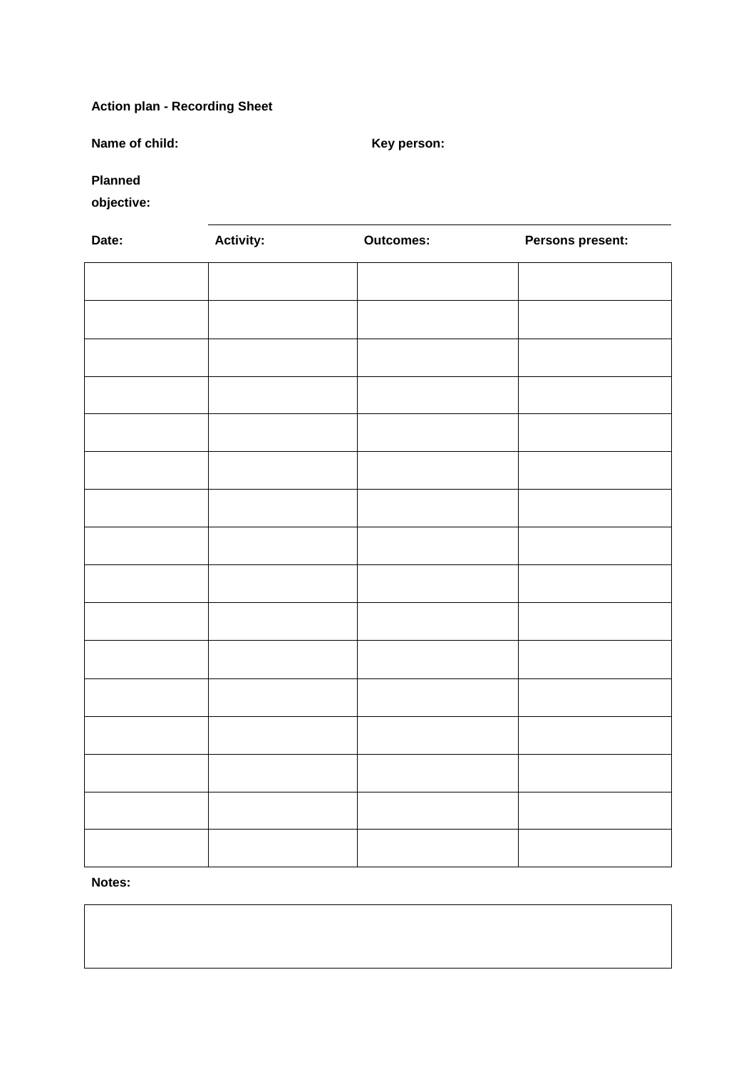**Action plan - Recording Sheet**

**Name of child:** **Key person:**

**Planned objective:**

| **Date:** | **Activity:** | **Outcomes:** | **Persons present:** |
|---|---|---|---|
| | | | |
| | | | |
| | | | |
| | | | |
| | | | |
| | | | |
| | | | |
| | | | |
| | | | |
| | | | |
| | | | |
| | | | |
| | | | |
| | | | |
| | | | |
| | | | |

**Notes:**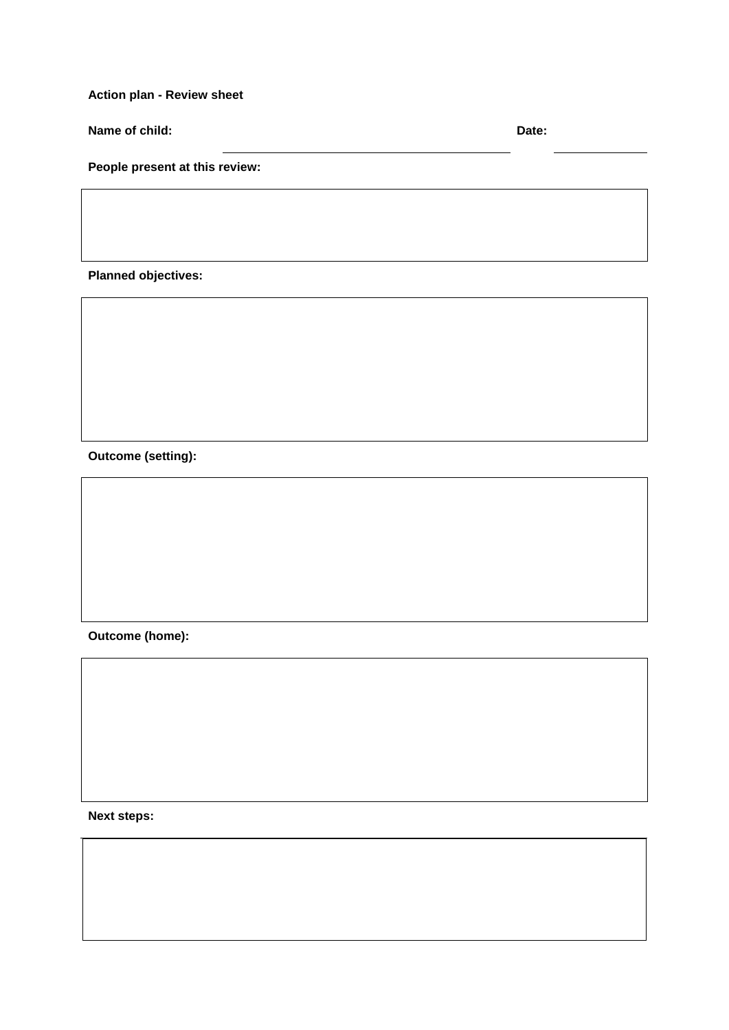**Action plan - Review sheet**

**Name of child:** ______________________________ **Date:** ____________

**People present at this review:**

**Planned objectives:**

**Outcome (setting):**

**Outcome (home):**

**Next steps:**